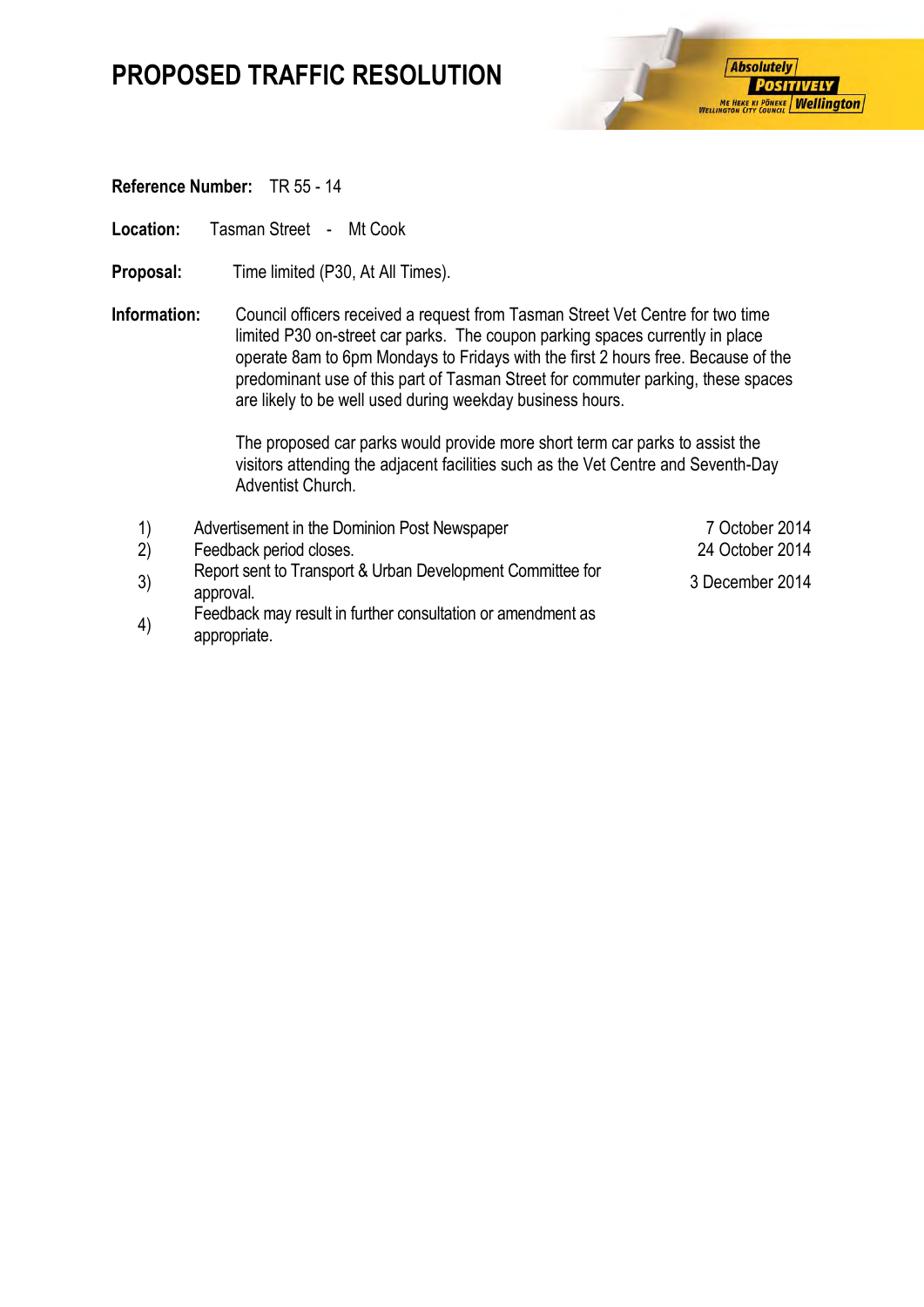# PROPOSED TRAFFIC RESOLUTION

**Reference Number:** TR 55 - 14

**Location:** Tasman Street - Mt Cook

**Proposal:** Time limited (P30, At All Times).

**Information:** Council officers received a request from Tasman Street Vet Centre for two time limited P30 on-street car parks. The coupon parking spaces currently in place operate 8am to 6pm Mondays to Fridays with the first 2 hours free. Because of the predominant use of this part of Tasman Street for commuter parking, these spaces are likely to be well used during weekday business hours.

The proposed car parks would provide more short term car parks to assist the visitors attending the adjacent facilities such as the Vet Centre and Seventh-Day Adventist Church.

| | | |
|---|---|---|
| 1) | Advertisement in the Dominion Post Newspaper | 7 October 2014 |
| 2) | Feedback period closes. | 24 October 2014 |
| 3) | Report sent to Transport & Urban Development Committee for approval. | 3 December 2014 |
| 4) | Feedback may result in further consultation or amendment as appropriate. | |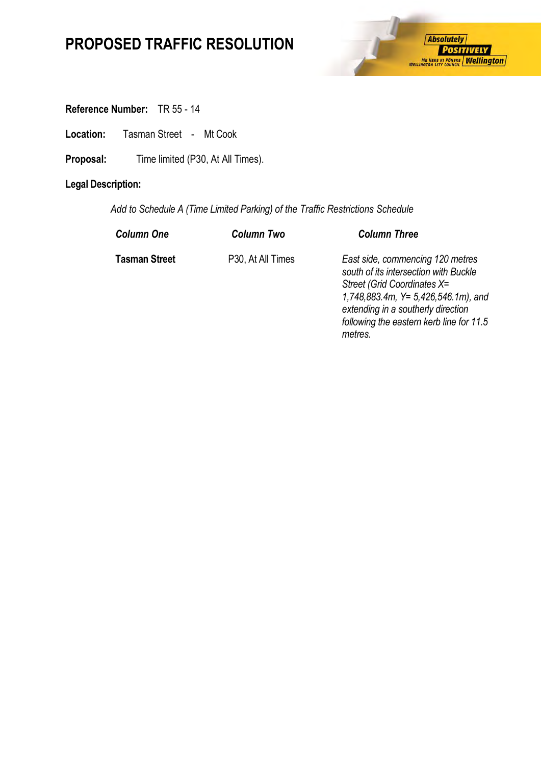# PROPOSED TRAFFIC RESOLUTION

**Reference Number:** TR 55 - 14

**Location:** Tasman Street - Mt Cook

**Proposal:** Time limited (P30, At All Times).

**Legal Description:**

*Add to Schedule A (Time Limited Parking) of the Traffic Restrictions Schedule*

| ***Column One*** | ***Column Two*** | ***Column Three*** |
|---|---|---|
| **Tasman Street** | P30, At All Times | *East side, commencing 120 metres south of its intersection with Buckle Street (Grid Coordinates X= 1,748,883.4m, Y= 5,426,546.1m), and extending in a southerly direction following the eastern kerb line for 11.5 metres.* |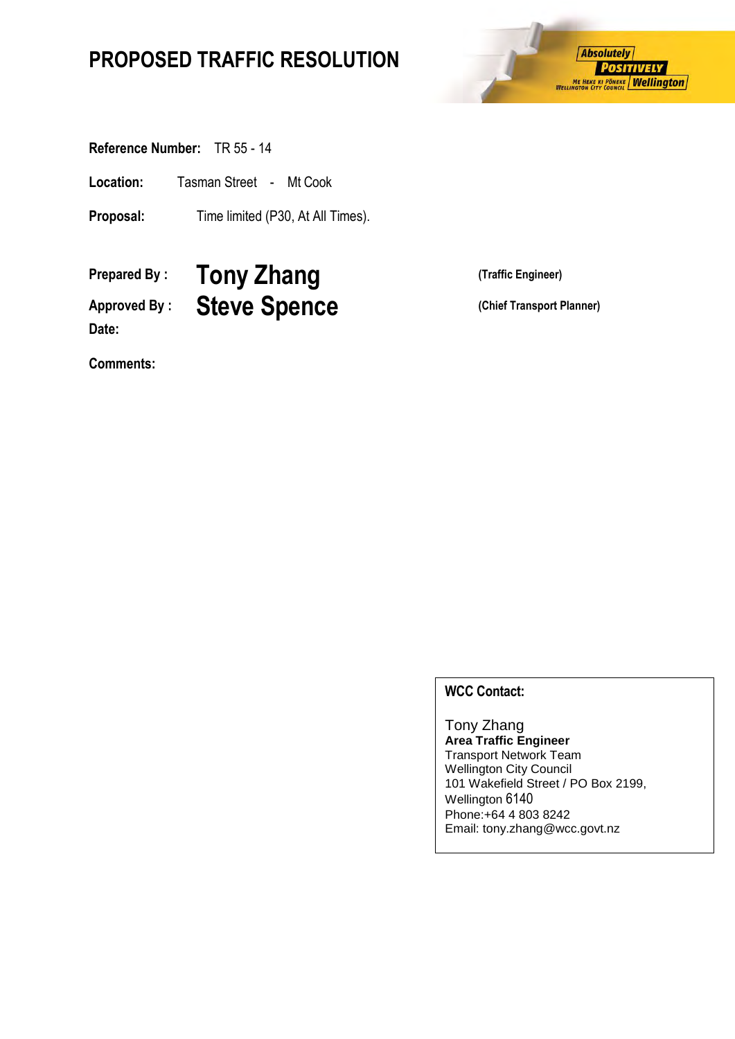# PROPOSED TRAFFIC RESOLUTION

**Reference Number:** TR 55 - 14

**Location:** Tasman Street - Mt Cook

**Proposal:** Time limited (P30, At All Times).

**Prepared By :** Tony Zhang (Traffic Engineer)

**Approved By :** Steve Spence (Chief Transport Planner)

**Date:**

**Comments:**

**WCC Contact:**

Tony Zhang
**Area Traffic Engineer**
Transport Network Team
Wellington City Council
101 Wakefield Street / PO Box 2199,
Wellington 6140
Phone:+64 4 803 8242
Email: tony.zhang@wcc.govt.nz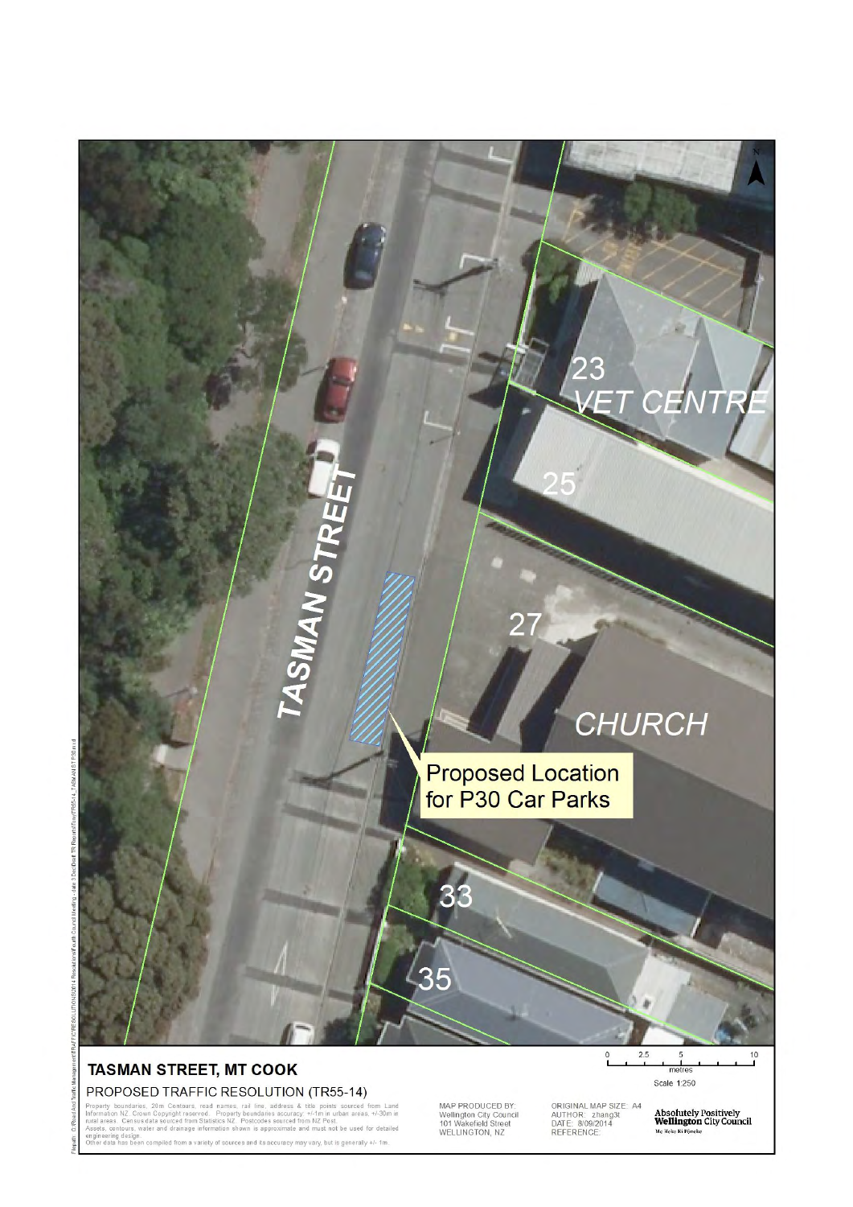TASMAN STREET

23

VET CENTRE

25

27

CHURCH

33

35

Proposed Location for P30 Car Parks

0 2.5 5 10 metres

Scale 1:250

## TASMAN STREET, MT COOK

PROPOSED TRAFFIC RESOLUTION (TR55-14)

Property boundaries, 20m Contours, road names, rail line, address & title points sourced from Land Information NZ. Crown Copyright reserved. Property boundaries accuracy: +/-1m in urban areas, +/-30m in rural areas. Census data sourced from Statistics NZ. Postcodes sourced from NZ Post. Assets, contours, water and drainage information shown is approximate and must not be used for detailed engineering design. Other data has been compiled from a variety of sources and its accuracy may vary, but is generally +/- 1m.

MAP PRODUCED BY:
Wellington City Council
101 Wakefield Street
WELLINGTON, NZ

ORIGINAL MAP SIZE: A4
AUTHOR: zhang3t
DATE: 8/09/2014
REFERENCE:

Absolutely Positively Wellington City Council
Me Heke Ki Pōneke